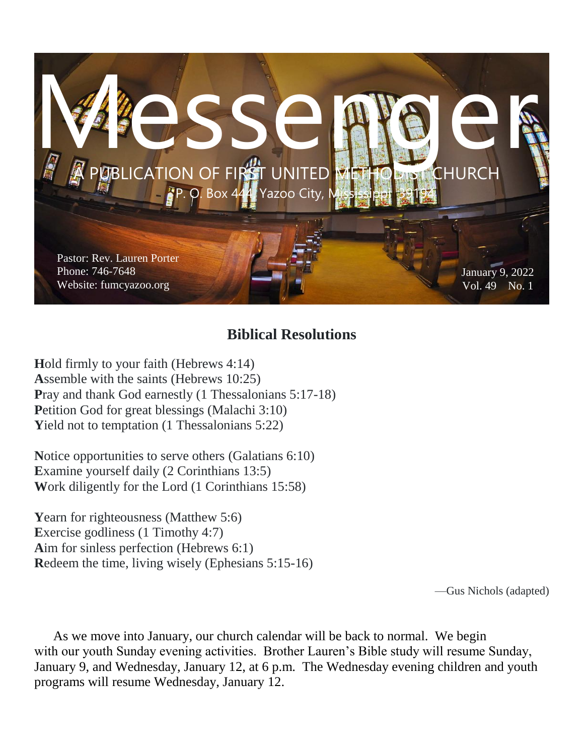# Messenger

A PUBLICATION OF FIRST UNITED METHODIST CHURCH

P. O. Box 444, Yazoo City, Mississippi 39194

Pastor: Rev. Lauren Porter
Phone: 746-7648
Website: fumcyazoo.org

January 9, 2022
Vol. 49 No. 1

## Biblical Resolutions

**H**old firmly to your faith (Hebrews 4:14)
**A**ssemble with the saints (Hebrews 10:25)
**P**ray and thank God earnestly (1 Thessalonians 5:17-18)
**P**etition God for great blessings (Malachi 3:10)
**Y**ield not to temptation (1 Thessalonians 5:22)

**N**otice opportunities to serve others (Galatians 6:10)
**E**xamine yourself daily (2 Corinthians 13:5)
**W**ork diligently for the Lord (1 Corinthians 15:58)

**Y**earn for righteousness (Matthew 5:6)
**E**xercise godliness (1 Timothy 4:7)
**A**im for sinless perfection (Hebrews 6:1)
**R**edeem the time, living wisely (Ephesians 5:15-16)

—Gus Nichols (adapted)

As we move into January, our church calendar will be back to normal. We begin with our youth Sunday evening activities. Brother Lauren's Bible study will resume Sunday, January 9, and Wednesday, January 12, at 6 p.m. The Wednesday evening children and youth programs will resume Wednesday, January 12.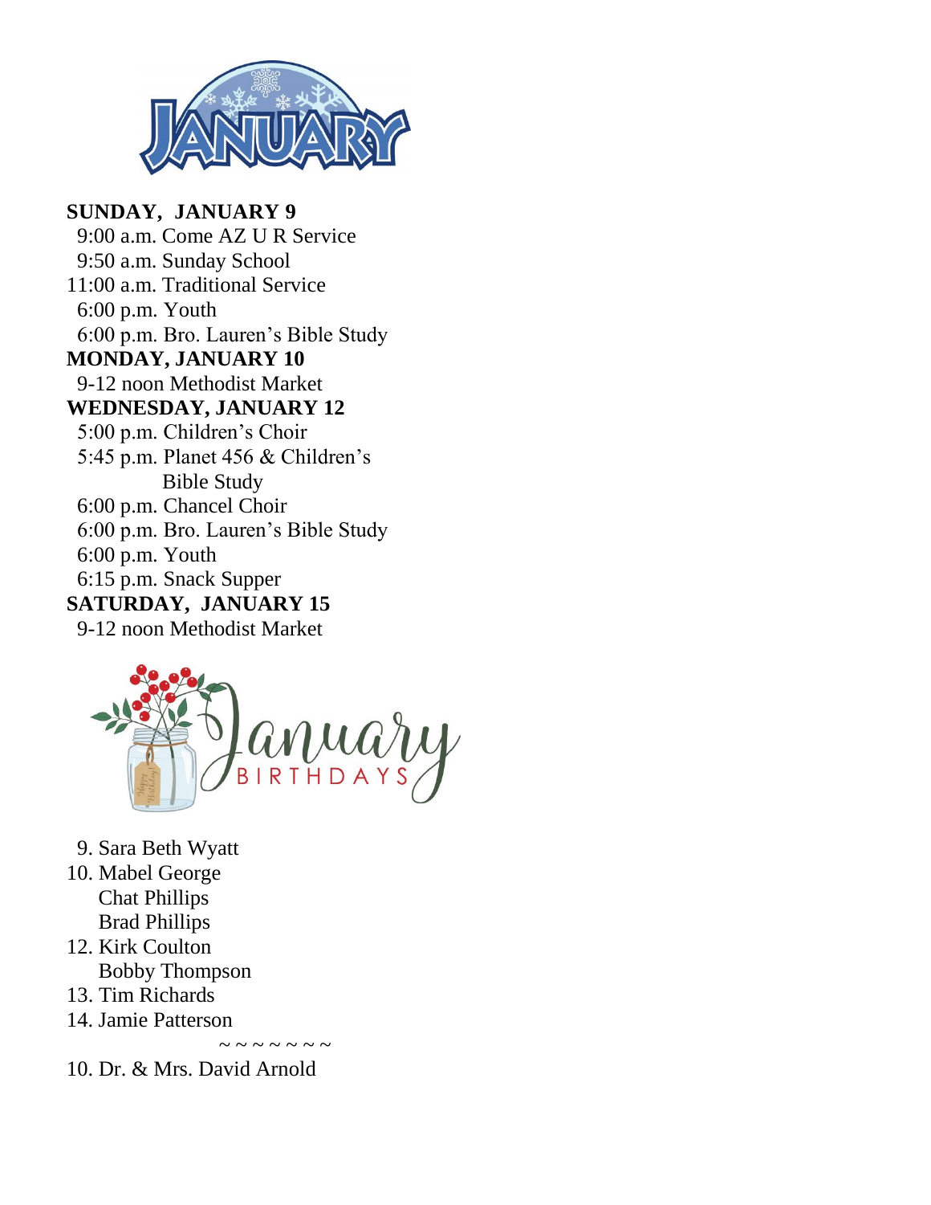# JANUARY

**SUNDAY, JANUARY 9**

9:00 a.m. Come AZ U R Service
9:50 a.m. Sunday School
11:00 a.m. Traditional Service
6:00 p.m. Youth
6:00 p.m. Bro. Lauren's Bible Study

**MONDAY, JANUARY 10**

9-12 noon Methodist Market

**WEDNESDAY, JANUARY 12**

5:00 p.m. Children's Choir
5:45 p.m. Planet 456 & Children's Bible Study
6:00 p.m. Chancel Choir
6:00 p.m. Bro. Lauren's Bible Study
6:00 p.m. Youth
6:15 p.m. Snack Supper

**SATURDAY, JANUARY 15**

9-12 noon Methodist Market

## January BIRTHDAYS

9. Sara Beth Wyatt
10. Mabel George
    Chat Phillips
    Brad Phillips
12. Kirk Coulton
    Bobby Thompson
13. Tim Richards
14. Jamie Patterson

~ ~ ~ ~ ~ ~ ~

10. Dr. & Mrs. David Arnold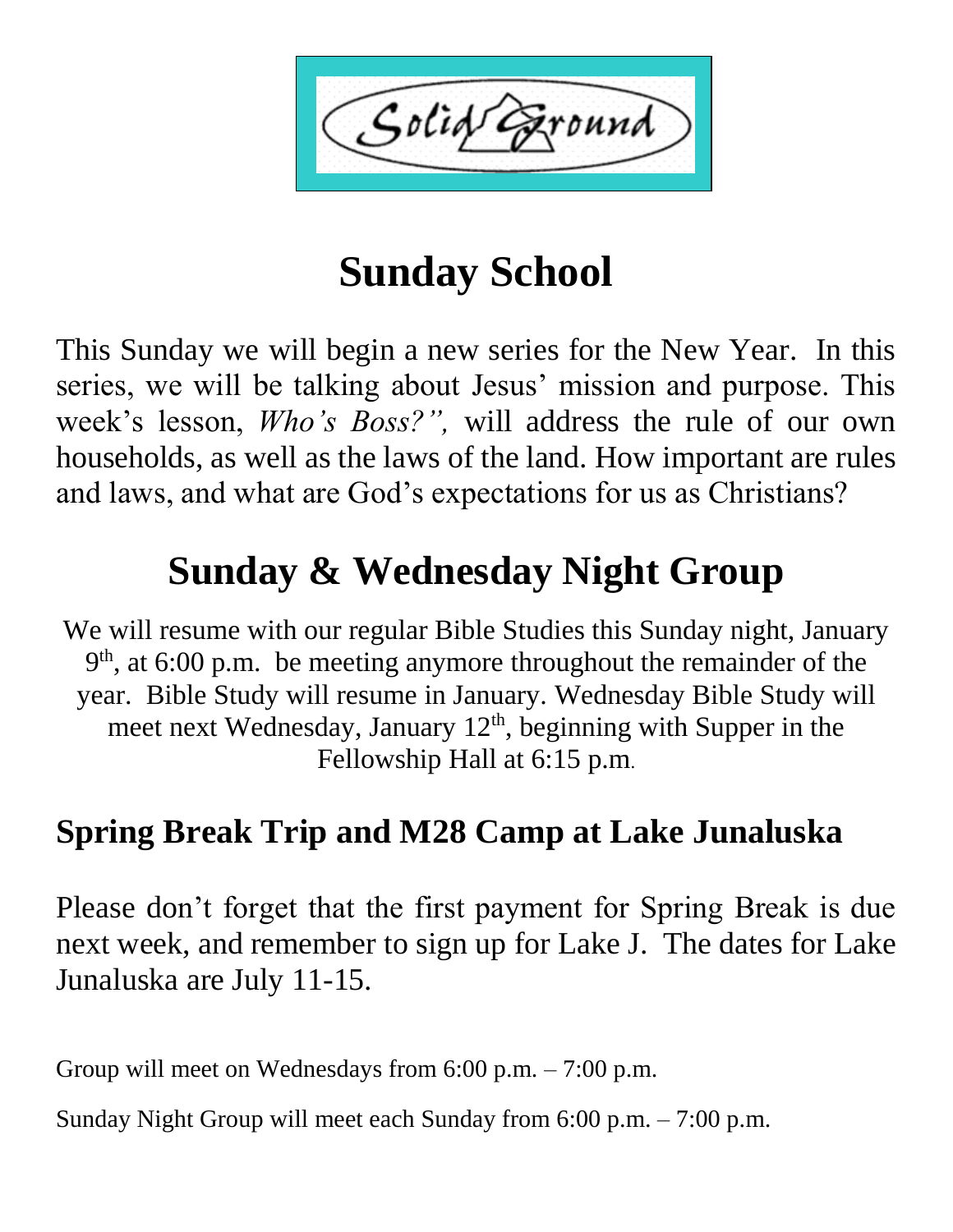Solid Ground

# Sunday School

This Sunday we will begin a new series for the New Year. In this series, we will be talking about Jesus' mission and purpose. This week's lesson, *Who's Boss?",* will address the rule of our own households, as well as the laws of the land. How important are rules and laws, and what are God's expectations for us as Christians?

# Sunday & Wednesday Night Group

We will resume with our regular Bible Studies this Sunday night, January 9th, at 6:00 p.m. be meeting anymore throughout the remainder of the year. Bible Study will resume in January. Wednesday Bible Study will meet next Wednesday, January 12th, beginning with Supper in the Fellowship Hall at 6:15 p.m.

## Spring Break Trip and M28 Camp at Lake Junaluska

Please don't forget that the first payment for Spring Break is due next week, and remember to sign up for Lake J. The dates for Lake Junaluska are July 11-15.

Group will meet on Wednesdays from 6:00 p.m. – 7:00 p.m.

Sunday Night Group will meet each Sunday from 6:00 p.m. – 7:00 p.m.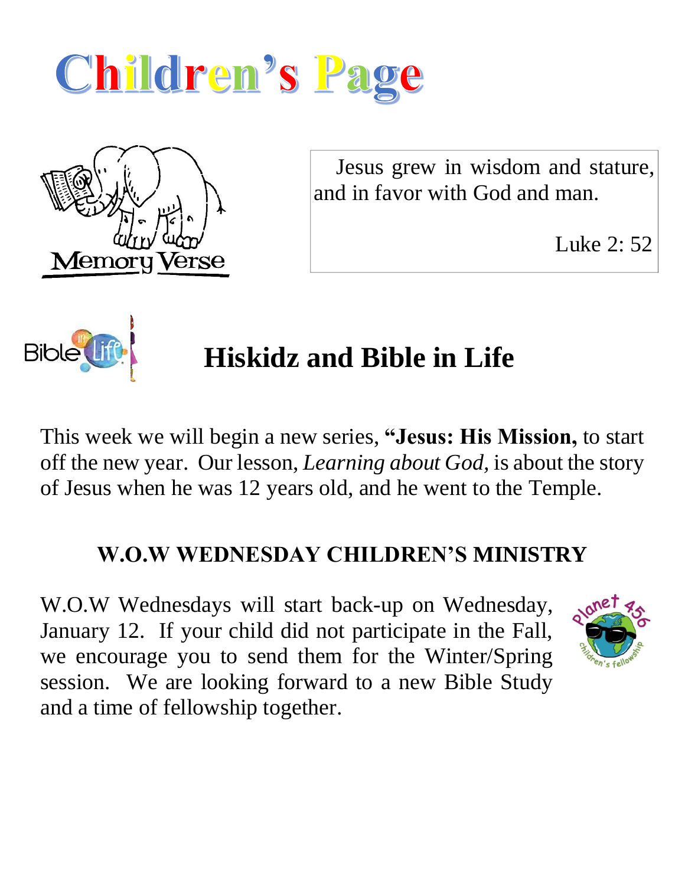# Children's Page

Memory Verse

Jesus grew in wisdom and stature, and in favor with God and man.

Luke 2: 52

## Hiskidz and Bible in Life

This week we will begin a new series, **"Jesus: His Mission,** to start off the new year. Our lesson, *Learning about God*, is about the story of Jesus when he was 12 years old, and he went to the Temple.

### W.O.W WEDNESDAY CHILDREN'S MINISTRY

W.O.W Wednesdays will start back-up on Wednesday, January 12. If your child did not participate in the Fall, we encourage you to send them for the Winter/Spring session. We are looking forward to a new Bible Study and a time of fellowship together.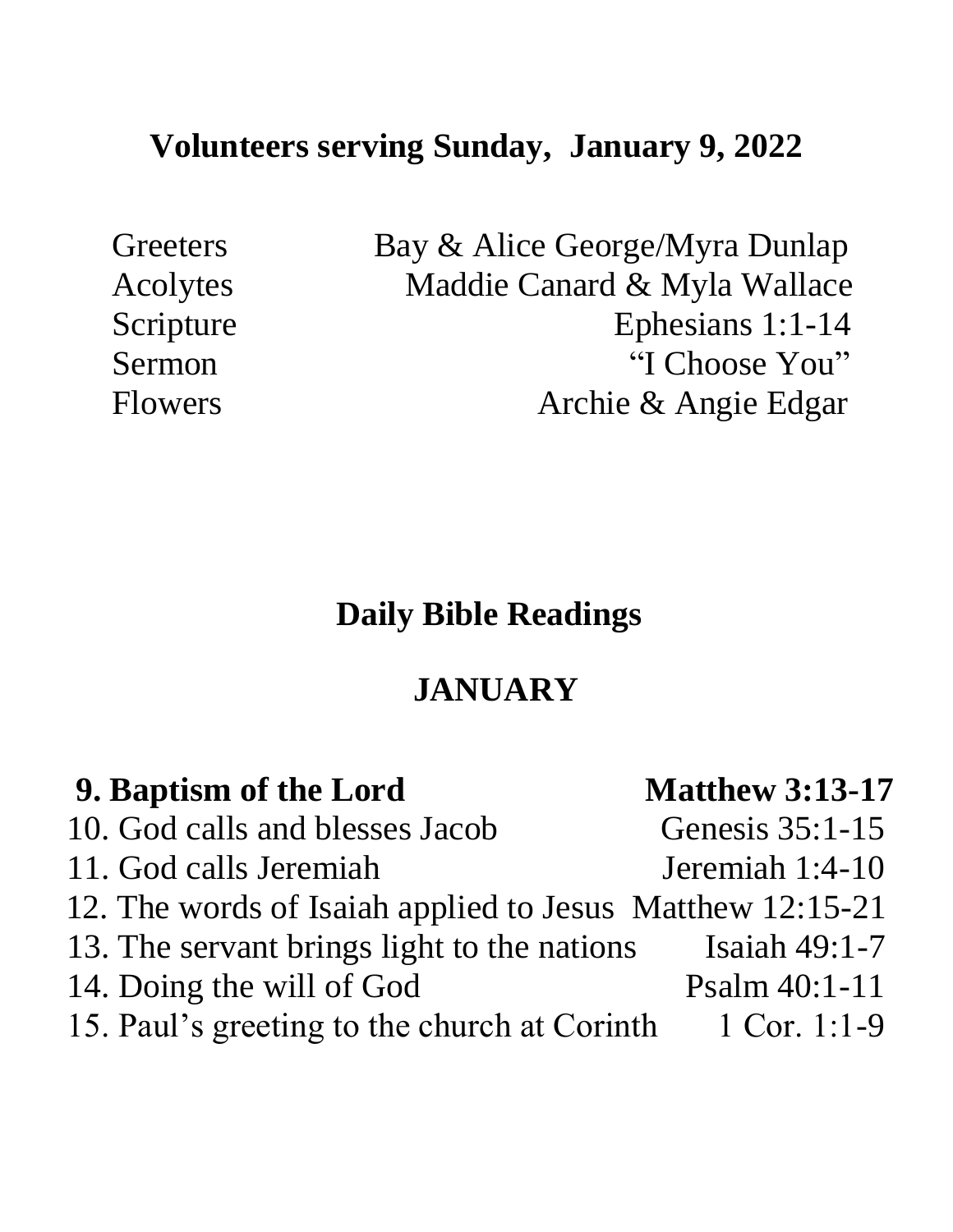## Volunteers serving Sunday, January 9, 2022

| | |
|---|---|
| Greeters | Bay & Alice George/Myra Dunlap |
| Acolytes | Maddie Canard & Myla Wallace |
| Scripture | Ephesians 1:1-14 |
| Sermon | "I Choose You" |
| Flowers | Archie & Angie Edgar |

## Daily Bible Readings

## JANUARY

| | |
|---|---|
| **9. Baptism of the Lord** | **Matthew 3:13-17** |
| 10. God calls and blesses Jacob | Genesis 35:1-15 |
| 11. God calls Jeremiah | Jeremiah 1:4-10 |
| 12. The words of Isaiah applied to Jesus | Matthew 12:15-21 |
| 13. The servant brings light to the nations | Isaiah 49:1-7 |
| 14. Doing the will of God | Psalm 40:1-11 |
| 15. Paul's greeting to the church at Corinth | 1 Cor. 1:1-9 |